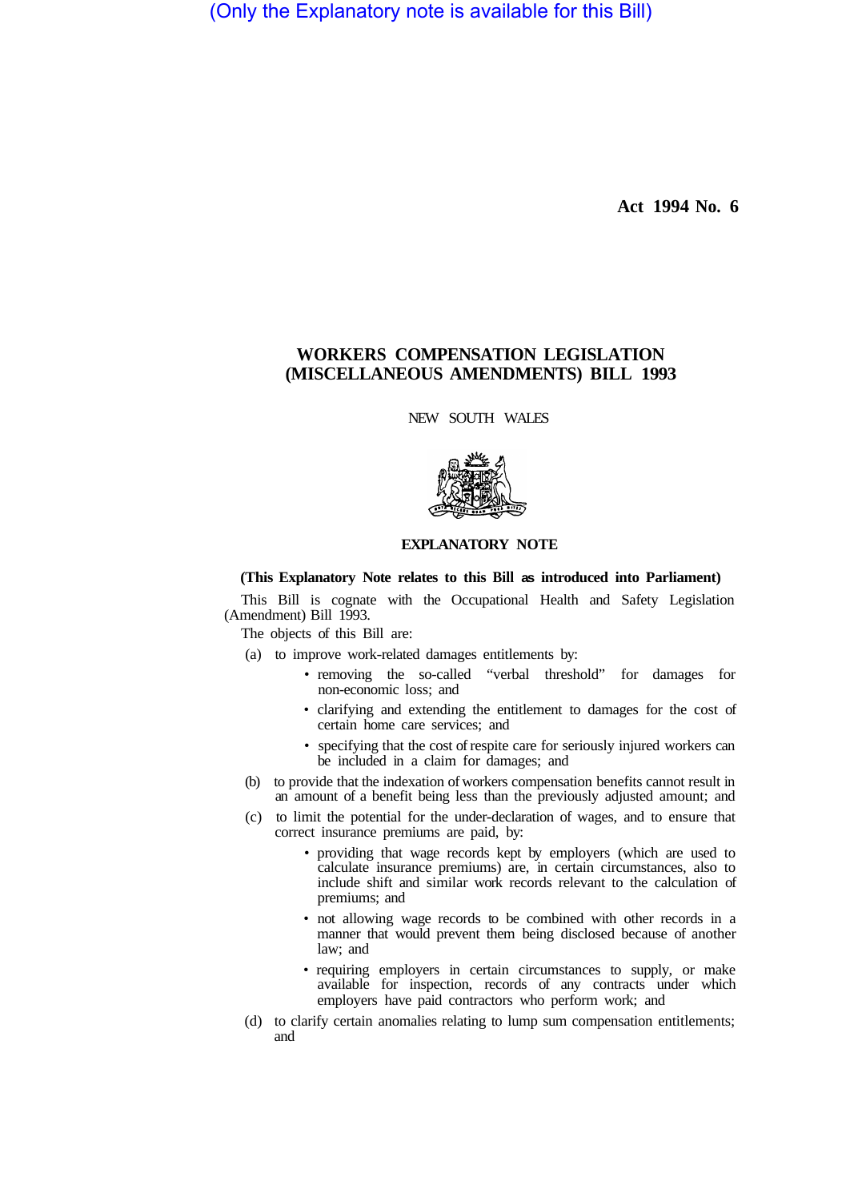(Only the Explanatory note is available for this Bill)

Act 1994 No. 6

# WORKERS COMPENSATION LEGISLATION (MISCELLANEOUS AMENDMENTS) BILL 1993

NEW SOUTH WALES

## EXPLANATORY NOTE

**(This Explanatory Note relates to this Bill as introduced into Parliament)**

This Bill is cognate with the Occupational Health and Safety Legislation (Amendment) Bill 1993.

The objects of this Bill are:

(a) to improve work-related damages entitlements by:

- removing the so-called "verbal threshold" for damages for non-economic loss; and
- clarifying and extending the entitlement to damages for the cost of certain home care services; and
- specifying that the cost of respite care for seriously injured workers can be included in a claim for damages; and

(b) to provide that the indexation of workers compensation benefits cannot result in an amount of a benefit being less than the previously adjusted amount; and

(c) to limit the potential for the under-declaration of wages, and to ensure that correct insurance premiums are paid, by:

- providing that wage records kept by employers (which are used to calculate insurance premiums) are, in certain circumstances, also to include shift and similar work records relevant to the calculation of premiums; and
- not allowing wage records to be combined with other records in a manner that would prevent them being disclosed because of another law; and
- requiring employers in certain circumstances to supply, or make available for inspection, records of any contracts under which employers have paid contractors who perform work; and

(d) to clarify certain anomalies relating to lump sum compensation entitlements; and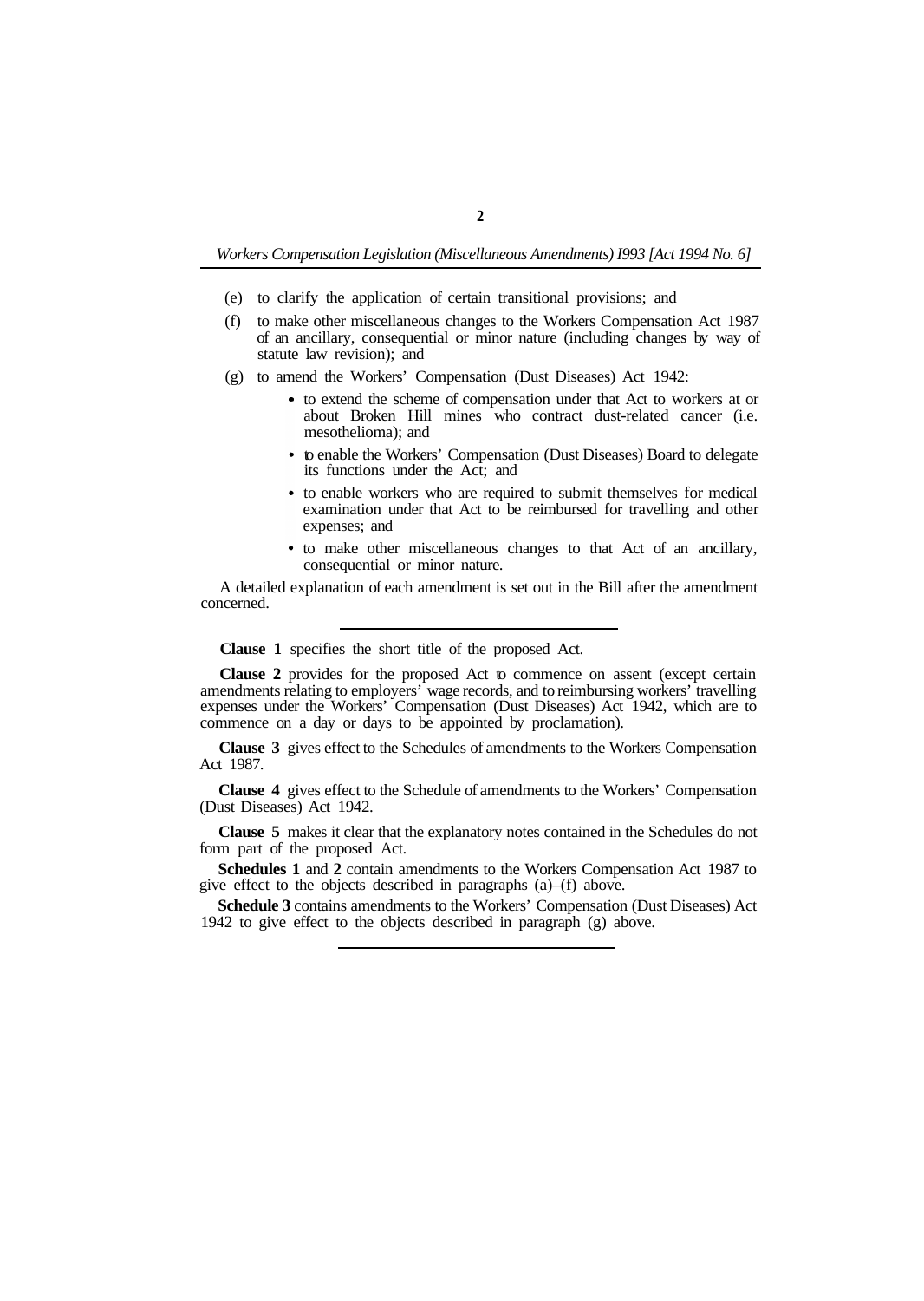(e) to clarify the application of certain transitional provisions; and

(f) to make other miscellaneous changes to the Workers Compensation Act 1987 of an ancillary, consequential or minor nature (including changes by way of statute law revision); and

(g) to amend the Workers' Compensation (Dust Diseases) Act 1942:

- to extend the scheme of compensation under that Act to workers at or about Broken Hill mines who contract dust-related cancer (i.e. mesothelioma); and
- to enable the Workers' Compensation (Dust Diseases) Board to delegate its functions under the Act; and
- to enable workers who are required to submit themselves for medical examination under that Act to be reimbursed for travelling and other expenses; and
- to make other miscellaneous changes to that Act of an ancillary, consequential or minor nature.

A detailed explanation of each amendment is set out in the Bill after the amendment concerned.

---

**Clause 1** specifies the short title of the proposed Act.

**Clause 2** provides for the proposed Act to commence on assent (except certain amendments relating to employers' wage records, and to reimbursing workers' travelling expenses under the Workers' Compensation (Dust Diseases) Act 1942, which are to commence on a day or days to be appointed by proclamation).

**Clause 3** gives effect to the Schedules of amendments to the Workers Compensation Act 1987.

**Clause 4** gives effect to the Schedule of amendments to the Workers' Compensation (Dust Diseases) Act 1942.

**Clause 5** makes it clear that the explanatory notes contained in the Schedules do not form part of the proposed Act.

**Schedules 1** and **2** contain amendments to the Workers Compensation Act 1987 to give effect to the objects described in paragraphs (a)–(f) above.

**Schedule 3** contains amendments to the Workers' Compensation (Dust Diseases) Act 1942 to give effect to the objects described in paragraph (g) above.

---